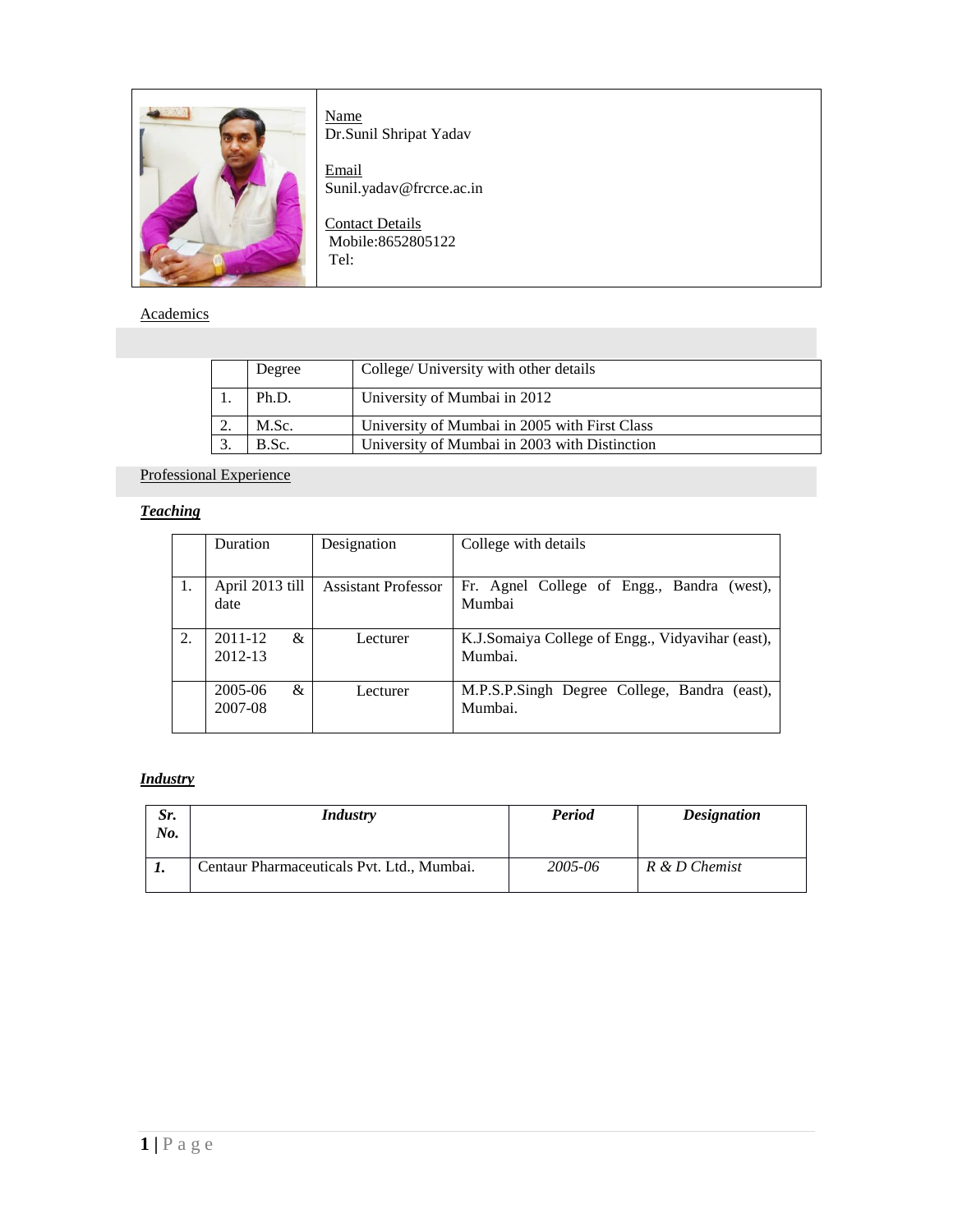Name
Dr.Sunil Shripat Yadav

Email
Sunil.yadav@frcrce.ac.in

Contact Details
Mobile:8652805122
Tel:

## Academics

| | Degree | College/ University with other details |
|---|---|---|
| 1. | Ph.D. | University of Mumbai in 2012 |
| 2. | M.Sc. | University of Mumbai in 2005 with First Class |
| 3. | B.Sc. | University of Mumbai in 2003 with Distinction |

## Professional Experience

***Teaching***

| | Duration | Designation | College with details |
|---|---|---|---|
| 1. | April 2013 till date | Assistant Professor | Fr. Agnel College of Engg., Bandra (west), Mumbai |
| 2. | 2011-12 & 2012-13 | Lecturer | K.J.Somaiya College of Engg., Vidyavihar (east), Mumbai. |
| | 2005-06 & 2007-08 | Lecturer | M.P.S.P.Singh Degree College, Bandra (east), Mumbai. |

***Industry***

| ***Sr. No.*** | ***Industry*** | ***Period*** | ***Designation*** |
|---|---|---|---|
| ***1.*** | Centaur Pharmaceuticals Pvt. Ltd., Mumbai. | *2005-06* | *R & D Chemist* |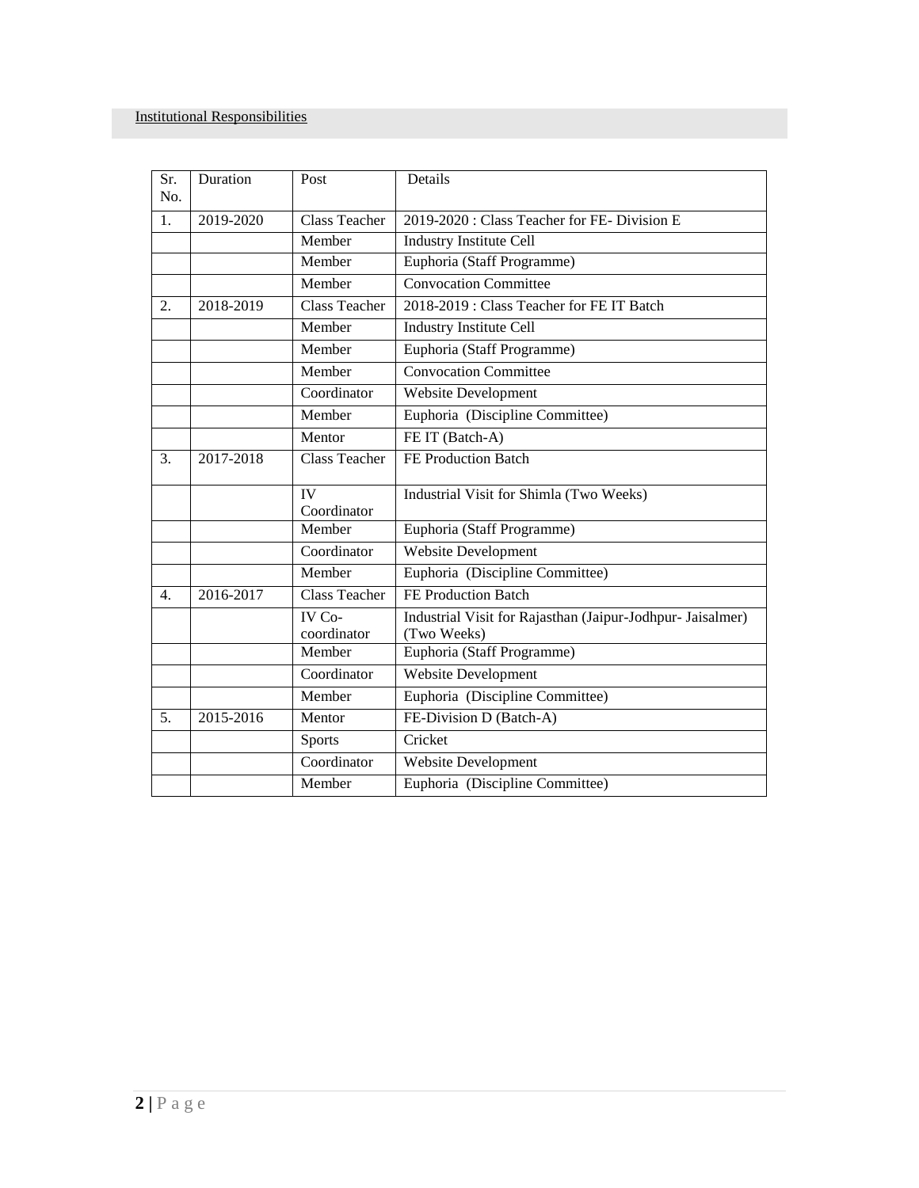## Institutional Responsibilities

| Sr. No. | Duration | Post | Details |
|---|---|---|---|
| 1. | 2019-2020 | Class Teacher | 2019-2020 : Class Teacher for FE- Division E |
| | | Member | Industry Institute Cell |
| | | Member | Euphoria (Staff Programme) |
| | | Member | Convocation Committee |
| 2. | 2018-2019 | Class Teacher | 2018-2019 : Class Teacher for FE IT Batch |
| | | Member | Industry Institute Cell |
| | | Member | Euphoria (Staff Programme) |
| | | Member | Convocation Committee |
| | | Coordinator | Website Development |
| | | Member | Euphoria (Discipline Committee) |
| | | Mentor | FE IT (Batch-A) |
| 3. | 2017-2018 | Class Teacher | FE Production Batch |
| | | IV Coordinator | Industrial Visit for Shimla (Two Weeks) |
| | | Member | Euphoria (Staff Programme) |
| | | Coordinator | Website Development |
| | | Member | Euphoria (Discipline Committee) |
| 4. | 2016-2017 | Class Teacher | FE Production Batch |
| | | IV Co-coordinator | Industrial Visit for Rajasthan (Jaipur-Jodhpur- Jaisalmer) (Two Weeks) |
| | | Member | Euphoria (Staff Programme) |
| | | Coordinator | Website Development |
| | | Member | Euphoria (Discipline Committee) |
| 5. | 2015-2016 | Mentor | FE-Division D (Batch-A) |
| | | Sports | Cricket |
| | | Coordinator | Website Development |
| | | Member | Euphoria (Discipline Committee) |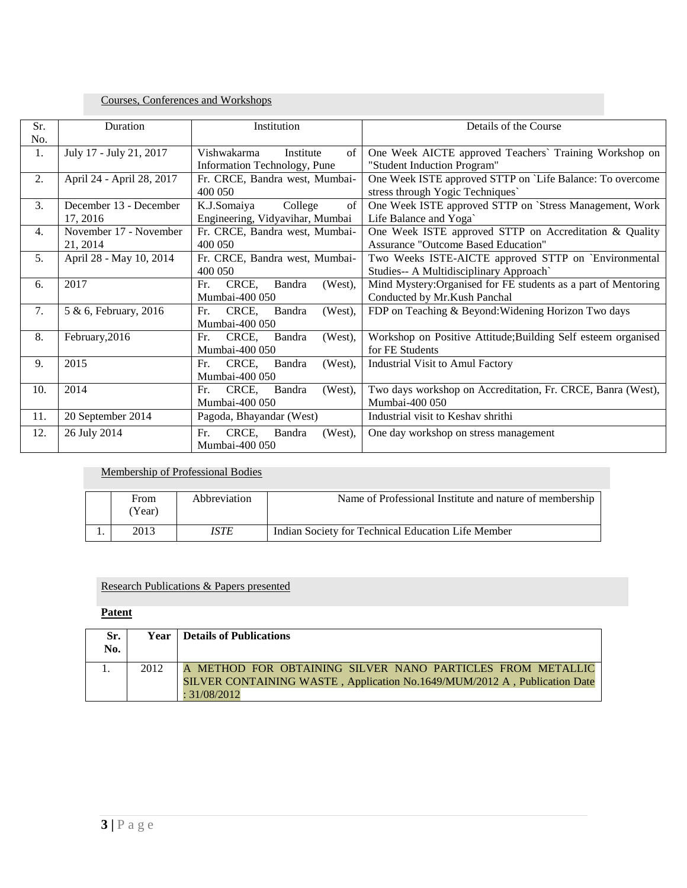## Courses, Conferences and Workshops

| Sr. No. | Duration | Institution | Details of the Course |
|---|---|---|---|
| 1. | July 17 - July 21, 2017 | Vishwakarma Institute of Information Technology, Pune | One Week AICTE approved Teachers` Training Workshop on "Student Induction Program" |
| 2. | April 24 - April 28, 2017 | Fr. CRCE, Bandra west, Mumbai-400 050 | One Week ISTE approved STTP on `Life Balance: To overcome stress through Yogic Techniques` |
| 3. | December 13 - December 17, 2016 | K.J.Somaiya College of Engineering, Vidyavihar, Mumbai | One Week ISTE approved STTP on `Stress Management, Work Life Balance and Yoga` |
| 4. | November 17 - November 21, 2014 | Fr. CRCE, Bandra west, Mumbai-400 050 | One Week ISTE approved STTP on Accreditation & Quality Assurance "Outcome Based Education" |
| 5. | April 28 - May 10, 2014 | Fr. CRCE, Bandra west, Mumbai-400 050 | Two Weeks ISTE-AICTE approved STTP on `Environmental Studies-- A Multidisciplinary Approach` |
| 6. | 2017 | Fr. CRCE, Bandra (West), Mumbai-400 050 | Mind Mystery:Organised for FE students as a part of Mentoring Conducted by Mr.Kush Panchal |
| 7. | 5 & 6, February, 2016 | Fr. CRCE, Bandra (West), Mumbai-400 050 | FDP on Teaching & Beyond:Widening Horizon Two days |
| 8. | February,2016 | Fr. CRCE, Bandra (West), Mumbai-400 050 | Workshop on Positive Attitude;Building Self esteem organised for FE Students |
| 9. | 2015 | Fr. CRCE, Bandra (West), Mumbai-400 050 | Industrial Visit to Amul Factory |
| 10. | 2014 | Fr. CRCE, Bandra (West), Mumbai-400 050 | Two days workshop on Accreditation, Fr. CRCE, Banra (West), Mumbai-400 050 |
| 11. | 20 September 2014 | Pagoda, Bhayandar (West) | Industrial visit to Keshav shrithi |
| 12. | 26 July 2014 | Fr. CRCE, Bandra (West), Mumbai-400 050 | One day workshop on stress management |

## Membership of Professional Bodies

| | From (Year) | Abbreviation | Name of Professional Institute and nature of membership |
|---|---|---|---|
| 1. | 2013 | *ISTE* | Indian Society for Technical Education Life Member |

## Research Publications & Papers presented

**Patent**

| Sr. No. | Year | Details of Publications |
|---|---|---|
| 1. | 2012 | A METHOD FOR OBTAINING SILVER NANO PARTICLES FROM METALLIC SILVER CONTAINING WASTE , Application No.1649/MUM/2012 A , Publication Date : 31/08/2012 |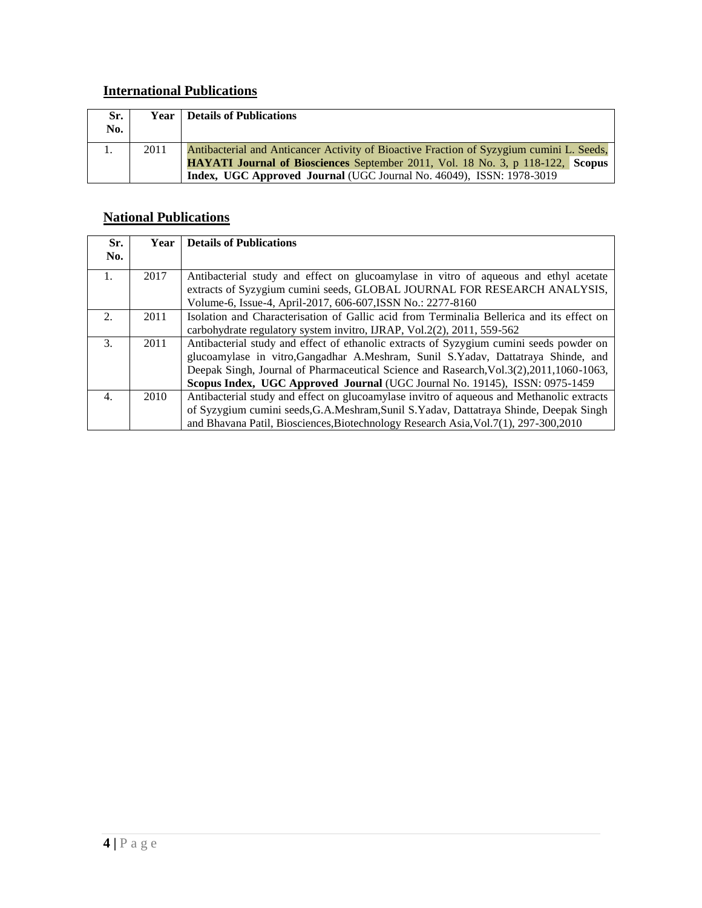## International Publications

| Sr. No. | Year | Details of Publications |
|---|---|---|
| 1. | 2011 | Antibacterial and Anticancer Activity of Bioactive Fraction of Syzygium cumini L. Seeds, **HAYATI Journal of Biosciences** September 2011, Vol. 18 No. 3, p 118-122, **Scopus Index, UGC Approved Journal** (UGC Journal No. 46049), ISSN: 1978-3019 |

## National Publications

| Sr. No. | Year | Details of Publications |
|---|---|---|
| 1. | 2017 | Antibacterial study and effect on glucoamylase in vitro of aqueous and ethyl acetate extracts of Syzygium cumini seeds, GLOBAL JOURNAL FOR RESEARCH ANALYSIS, Volume-6, Issue-4, April-2017, 606-607,ISSN No.: 2277-8160 |
| 2. | 2011 | Isolation and Characterisation of Gallic acid from Terminalia Bellerica and its effect on carbohydrate regulatory system invitro, IJRAP, Vol.2(2), 2011, 559-562 |
| 3. | 2011 | Antibacterial study and effect of ethanolic extracts of Syzygium cumini seeds powder on glucoamylase in vitro,Gangadhar A.Meshram, Sunil S.Yadav, Dattatraya Shinde, and Deepak Singh, Journal of Pharmaceutical Science and Rasearch,Vol.3(2),2011,1060-1063, **Scopus Index, UGC Approved Journal** (UGC Journal No. 19145), ISSN: 0975-1459 |
| 4. | 2010 | Antibacterial study and effect on glucoamylase invitro of aqueous and Methanolic extracts of Syzygium cumini seeds,G.A.Meshram,Sunil S.Yadav, Dattatraya Shinde, Deepak Singh and Bhavana Patil, Biosciences,Biotechnology Research Asia,Vol.7(1), 297-300,2010 |